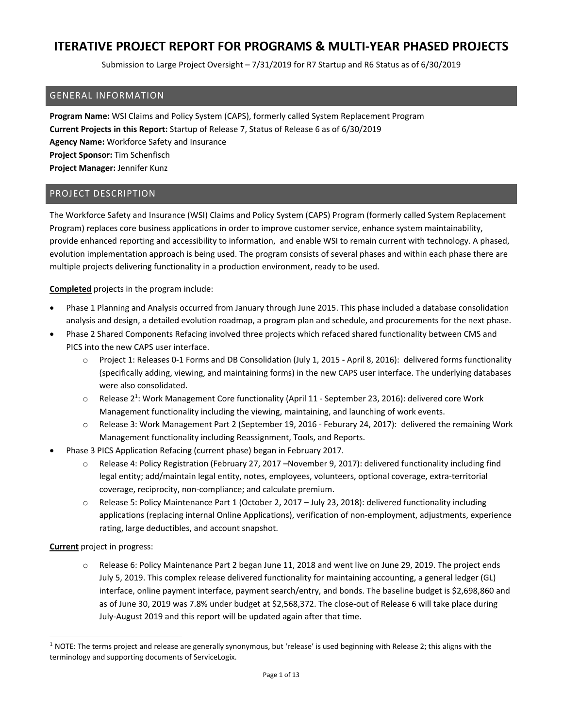# ITERATIVE PROJECT REPORT FOR PROGRAMS & MULTI-YEAR PHASED PROJECTS

Submission to Large Project Oversight – 7/31/2019 for R7 Startup and R6 Status as of 6/30/2019

## GENERAL INFORMATION

**Program Name:** WSI Claims and Policy System (CAPS), formerly called System Replacement Program
**Current Projects in this Report:** Startup of Release 7, Status of Release 6 as of 6/30/2019
**Agency Name:** Workforce Safety and Insurance
**Project Sponsor:** Tim Schenfisch
**Project Manager:** Jennifer Kunz

## PROJECT DESCRIPTION

The Workforce Safety and Insurance (WSI) Claims and Policy System (CAPS) Program (formerly called System Replacement Program) replaces core business applications in order to improve customer service, enhance system maintainability, provide enhanced reporting and accessibility to information, and enable WSI to remain current with technology. A phased, evolution implementation approach is being used. The program consists of several phases and within each phase there are multiple projects delivering functionality in a production environment, ready to be used.

**Completed** projects in the program include:

- Phase 1 Planning and Analysis occurred from January through June 2015. This phase included a database consolidation analysis and design, a detailed evolution roadmap, a program plan and schedule, and procurements for the next phase.
- Phase 2 Shared Components Refacing involved three projects which refaced shared functionality between CMS and PICS into the new CAPS user interface.
  - Project 1: Releases 0-1 Forms and DB Consolidation (July 1, 2015 - April 8, 2016): delivered forms functionality (specifically adding, viewing, and maintaining forms) in the new CAPS user interface. The underlying databases were also consolidated.
  - Release 2[1]: Work Management Core functionality (April 11 - September 23, 2016): delivered core Work Management functionality including the viewing, maintaining, and launching of work events.
  - Release 3: Work Management Part 2 (September 19, 2016 - Feburary 24, 2017): delivered the remaining Work Management functionality including Reassignment, Tools, and Reports.
- Phase 3 PICS Application Refacing (current phase) began in February 2017.
  - Release 4: Policy Registration (February 27, 2017 –November 9, 2017): delivered functionality including find legal entity; add/maintain legal entity, notes, employees, volunteers, optional coverage, extra-territorial coverage, reciprocity, non-compliance; and calculate premium.
  - Release 5: Policy Maintenance Part 1 (October 2, 2017 – July 23, 2018): delivered functionality including applications (replacing internal Online Applications), verification of non-employment, adjustments, experience rating, large deductibles, and account snapshot.

**Current** project in progress:

- Release 6: Policy Maintenance Part 2 began June 11, 2018 and went live on June 29, 2019. The project ends July 5, 2019. This complex release delivered functionality for maintaining accounting, a general ledger (GL) interface, online payment interface, payment search/entry, and bonds. The baseline budget is $2,698,860 and as of June 30, 2019 was 7.8% under budget at $2,568,372. The close-out of Release 6 will take place during July-August 2019 and this report will be updated again after that time.

---

[1] NOTE: The terms project and release are generally synonymous, but 'release' is used beginning with Release 2; this aligns with the terminology and supporting documents of ServiceLogix.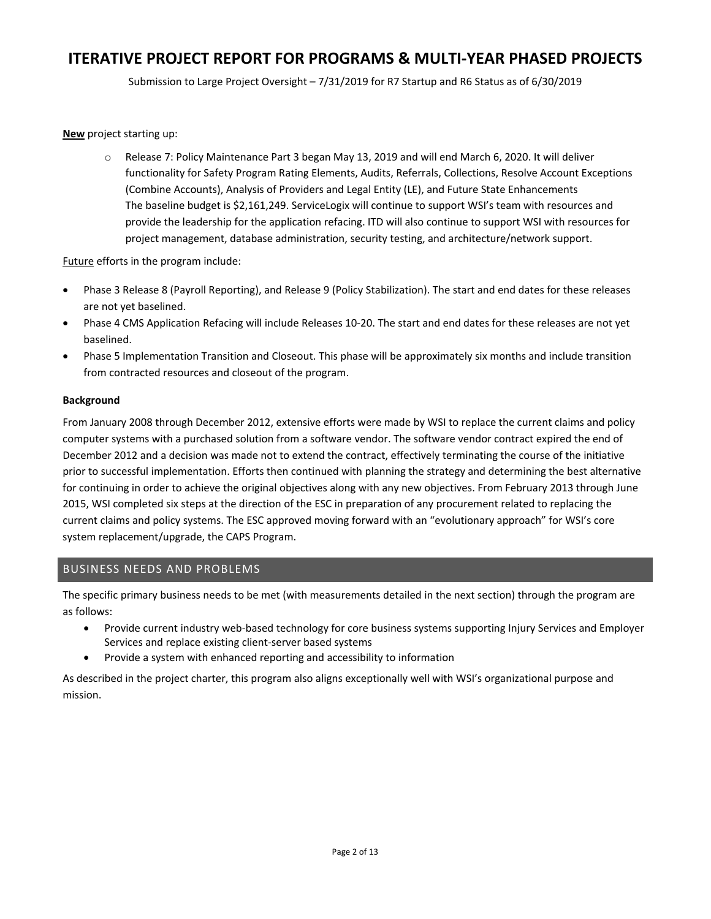**New** project starting up:

- Release 7: Policy Maintenance Part 3 began May 13, 2019 and will end March 6, 2020. It will deliver functionality for Safety Program Rating Elements, Audits, Referrals, Collections, Resolve Account Exceptions (Combine Accounts), Analysis of Providers and Legal Entity (LE), and Future State Enhancements
  The baseline budget is $2,161,249. ServiceLogix will continue to support WSI's team with resources and provide the leadership for the application refacing. ITD will also continue to support WSI with resources for project management, database administration, security testing, and architecture/network support.

Future efforts in the program include:

- Phase 3 Release 8 (Payroll Reporting), and Release 9 (Policy Stabilization). The start and end dates for these releases are not yet baselined.
- Phase 4 CMS Application Refacing will include Releases 10-20. The start and end dates for these releases are not yet baselined.
- Phase 5 Implementation Transition and Closeout. This phase will be approximately six months and include transition from contracted resources and closeout of the program.

**Background**

From January 2008 through December 2012, extensive efforts were made by WSI to replace the current claims and policy computer systems with a purchased solution from a software vendor. The software vendor contract expired the end of December 2012 and a decision was made not to extend the contract, effectively terminating the course of the initiative prior to successful implementation. Efforts then continued with planning the strategy and determining the best alternative for continuing in order to achieve the original objectives along with any new objectives. From February 2013 through June 2015, WSI completed six steps at the direction of the ESC in preparation of any procurement related to replacing the current claims and policy systems. The ESC approved moving forward with an "evolutionary approach" for WSI's core system replacement/upgrade, the CAPS Program.

## BUSINESS NEEDS AND PROBLEMS

The specific primary business needs to be met (with measurements detailed in the next section) through the program are as follows:

- Provide current industry web-based technology for core business systems supporting Injury Services and Employer Services and replace existing client-server based systems
- Provide a system with enhanced reporting and accessibility to information

As described in the project charter, this program also aligns exceptionally well with WSI's organizational purpose and mission.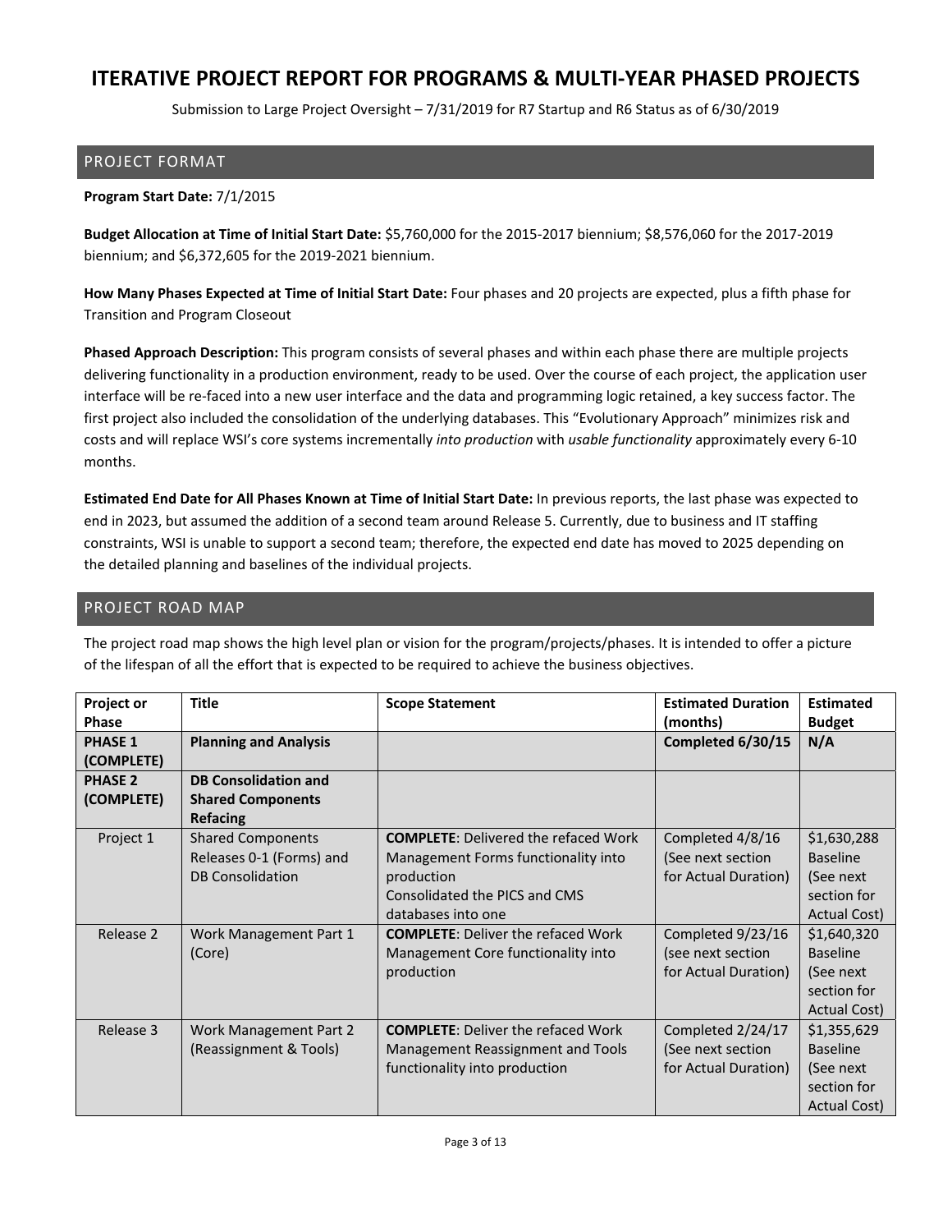# ITERATIVE PROJECT REPORT FOR PROGRAMS & MULTI-YEAR PHASED PROJECTS

Submission to Large Project Oversight – 7/31/2019 for R7 Startup and R6 Status as of 6/30/2019

## PROJECT FORMAT

**Program Start Date:** 7/1/2015

**Budget Allocation at Time of Initial Start Date:** $5,760,000 for the 2015-2017 biennium; $8,576,060 for the 2017-2019 biennium; and $6,372,605 for the 2019-2021 biennium.

**How Many Phases Expected at Time of Initial Start Date:** Four phases and 20 projects are expected, plus a fifth phase for Transition and Program Closeout

**Phased Approach Description:** This program consists of several phases and within each phase there are multiple projects delivering functionality in a production environment, ready to be used. Over the course of each project, the application user interface will be re-faced into a new user interface and the data and programming logic retained, a key success factor. The first project also included the consolidation of the underlying databases. This "Evolutionary Approach" minimizes risk and costs and will replace WSI's core systems incrementally *into production* with *usable functionality* approximately every 6-10 months.

**Estimated End Date for All Phases Known at Time of Initial Start Date:** In previous reports, the last phase was expected to end in 2023, but assumed the addition of a second team around Release 5. Currently, due to business and IT staffing constraints, WSI is unable to support a second team; therefore, the expected end date has moved to 2025 depending on the detailed planning and baselines of the individual projects.

## PROJECT ROAD MAP

The project road map shows the high level plan or vision for the program/projects/phases. It is intended to offer a picture of the lifespan of all the effort that is expected to be required to achieve the business objectives.

| Project or Phase | Title | Scope Statement | Estimated Duration (months) | Estimated Budget |
|---|---|---|---|---|
| **PHASE 1 (COMPLETE)** | **Planning and Analysis** | | **Completed 6/30/15** | **N/A** |
| **PHASE 2 (COMPLETE)** | **DB Consolidation and Shared Components Refacing** | | | |
| Project 1 | Shared Components Releases 0-1 (Forms) and DB Consolidation | **COMPLETE**: Delivered the refaced Work Management Forms functionality into production<br>Consolidated the PICS and CMS databases into one | Completed 4/8/16 (See next section for Actual Duration) | $1,630,288 Baseline (See next section for Actual Cost) |
| Release 2 | Work Management Part 1 (Core) | **COMPLETE**: Deliver the refaced Work Management Core functionality into production | Completed 9/23/16 (see next section for Actual Duration) | $1,640,320 Baseline (See next section for Actual Cost) |
| Release 3 | Work Management Part 2 (Reassignment & Tools) | **COMPLETE**: Deliver the refaced Work Management Reassignment and Tools functionality into production | Completed 2/24/17 (See next section for Actual Duration) | $1,355,629 Baseline (See next section for Actual Cost) |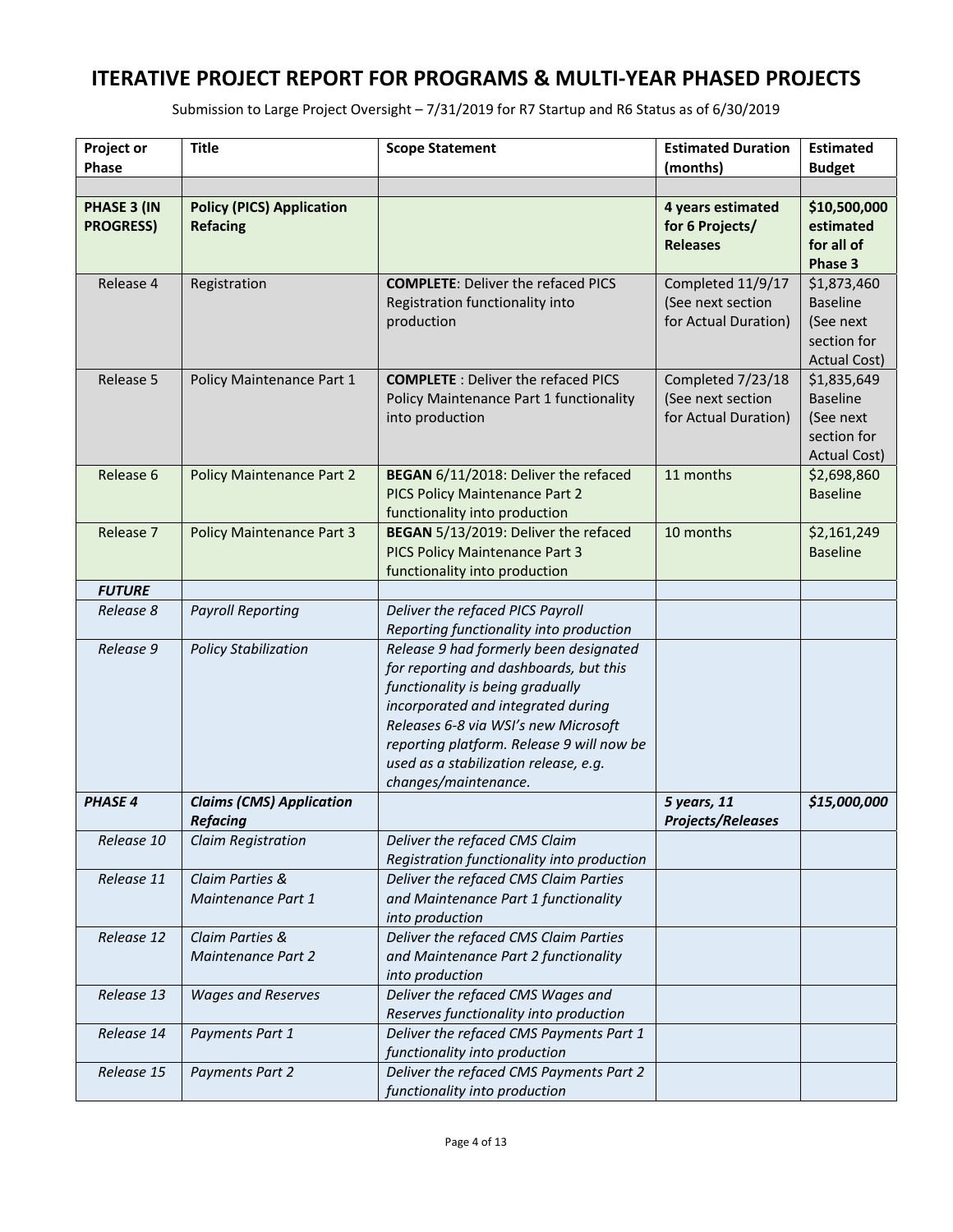# ITERATIVE PROJECT REPORT FOR PROGRAMS & MULTI-YEAR PHASED PROJECTS

Submission to Large Project Oversight – 7/31/2019 for R7 Startup and R6 Status as of 6/30/2019

| Project or Phase | Title | Scope Statement | Estimated Duration (months) | Estimated Budget |
|---|---|---|---|---|
| | | | | |
| **PHASE 3 (IN PROGRESS)** | **Policy (PICS) Application Refacing** | | **4 years estimated for 6 Projects/ Releases** | **$10,500,000 estimated for all of Phase 3** |
| Release 4 | Registration | **COMPLETE**: Deliver the refaced PICS Registration functionality into production | Completed 11/9/17 (See next section for Actual Duration) | $1,873,460 Baseline (See next section for Actual Cost) |
| Release 5 | Policy Maintenance Part 1 | **COMPLETE** : Deliver the refaced PICS Policy Maintenance Part 1 functionality into production | Completed 7/23/18 (See next section for Actual Duration) | $1,835,649 Baseline (See next section for Actual Cost) |
| Release 6 | Policy Maintenance Part 2 | **BEGAN** 6/11/2018: Deliver the refaced PICS Policy Maintenance Part 2 functionality into production | 11 months | $2,698,860 Baseline |
| Release 7 | Policy Maintenance Part 3 | **BEGAN** 5/13/2019: Deliver the refaced PICS Policy Maintenance Part 3 functionality into production | 10 months | $2,161,249 Baseline |
| ***FUTURE*** | | | | |
| *Release 8* | *Payroll Reporting* | *Deliver the refaced PICS Payroll Reporting functionality into production* | | |
| *Release 9* | *Policy Stabilization* | *Release 9 had formerly been designated for reporting and dashboards, but this functionality is being gradually incorporated and integrated during Releases 6-8 via WSI's new Microsoft reporting platform. Release 9 will now be used as a stabilization release, e.g. changes/maintenance.* | | |
| ***PHASE 4*** | ***Claims (CMS) Application Refacing*** | | ***5 years, 11 Projects/Releases*** | ***$15,000,000*** |
| *Release 10* | *Claim Registration* | *Deliver the refaced CMS Claim Registration functionality into production* | | |
| *Release 11* | *Claim Parties & Maintenance Part 1* | *Deliver the refaced CMS Claim Parties and Maintenance Part 1 functionality into production* | | |
| *Release 12* | *Claim Parties & Maintenance Part 2* | *Deliver the refaced CMS Claim Parties and Maintenance Part 2 functionality into production* | | |
| *Release 13* | *Wages and Reserves* | *Deliver the refaced CMS Wages and Reserves functionality into production* | | |
| *Release 14* | *Payments Part 1* | *Deliver the refaced CMS Payments Part 1 functionality into production* | | |
| *Release 15* | *Payments Part 2* | *Deliver the refaced CMS Payments Part 2 functionality into production* | | |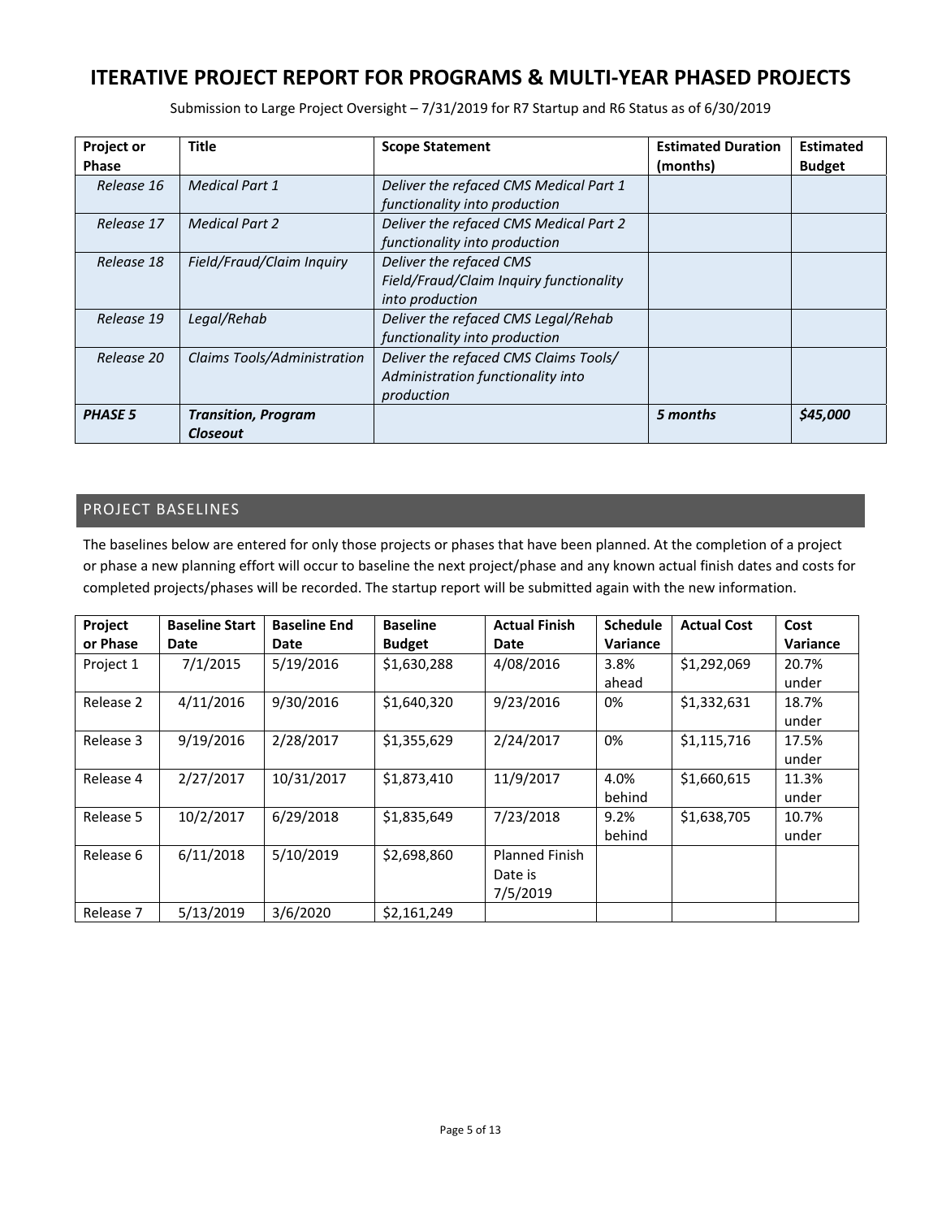# ITERATIVE PROJECT REPORT FOR PROGRAMS & MULTI-YEAR PHASED PROJECTS

Submission to Large Project Oversight – 7/31/2019 for R7 Startup and R6 Status as of 6/30/2019

| Project or Phase | Title | Scope Statement | Estimated Duration (months) | Estimated Budget |
|---|---|---|---|---|
| *Release 16* | *Medical Part 1* | *Deliver the refaced CMS Medical Part 1 functionality into production* | | |
| *Release 17* | *Medical Part 2* | *Deliver the refaced CMS Medical Part 2 functionality into production* | | |
| *Release 18* | *Field/Fraud/Claim Inquiry* | *Deliver the refaced CMS Field/Fraud/Claim Inquiry functionality into production* | | |
| *Release 19* | *Legal/Rehab* | *Deliver the refaced CMS Legal/Rehab functionality into production* | | |
| *Release 20* | *Claims Tools/Administration* | *Deliver the refaced CMS Claims Tools/ Administration functionality into production* | | |
| ***PHASE 5*** | ***Transition, Program Closeout*** | | ***5 months*** | ***$45,000*** |

## PROJECT BASELINES

The baselines below are entered for only those projects or phases that have been planned. At the completion of a project or phase a new planning effort will occur to baseline the next project/phase and any known actual finish dates and costs for completed projects/phases will be recorded. The startup report will be submitted again with the new information.

| Project or Phase | Baseline Start Date | Baseline End Date | Baseline Budget | Actual Finish Date | Schedule Variance | Actual Cost | Cost Variance |
|---|---|---|---|---|---|---|---|
| Project 1 | 7/1/2015 | 5/19/2016 | $1,630,288 | 4/08/2016 | 3.8% ahead | $1,292,069 | 20.7% under |
| Release 2 | 4/11/2016 | 9/30/2016 | $1,640,320 | 9/23/2016 | 0% | $1,332,631 | 18.7% under |
| Release 3 | 9/19/2016 | 2/28/2017 | $1,355,629 | 2/24/2017 | 0% | $1,115,716 | 17.5% under |
| Release 4 | 2/27/2017 | 10/31/2017 | $1,873,410 | 11/9/2017 | 4.0% behind | $1,660,615 | 11.3% under |
| Release 5 | 10/2/2017 | 6/29/2018 | $1,835,649 | 7/23/2018 | 9.2% behind | $1,638,705 | 10.7% under |
| Release 6 | 6/11/2018 | 5/10/2019 | $2,698,860 | Planned Finish Date is 7/5/2019 | | | |
| Release 7 | 5/13/2019 | 3/6/2020 | $2,161,249 | | | | |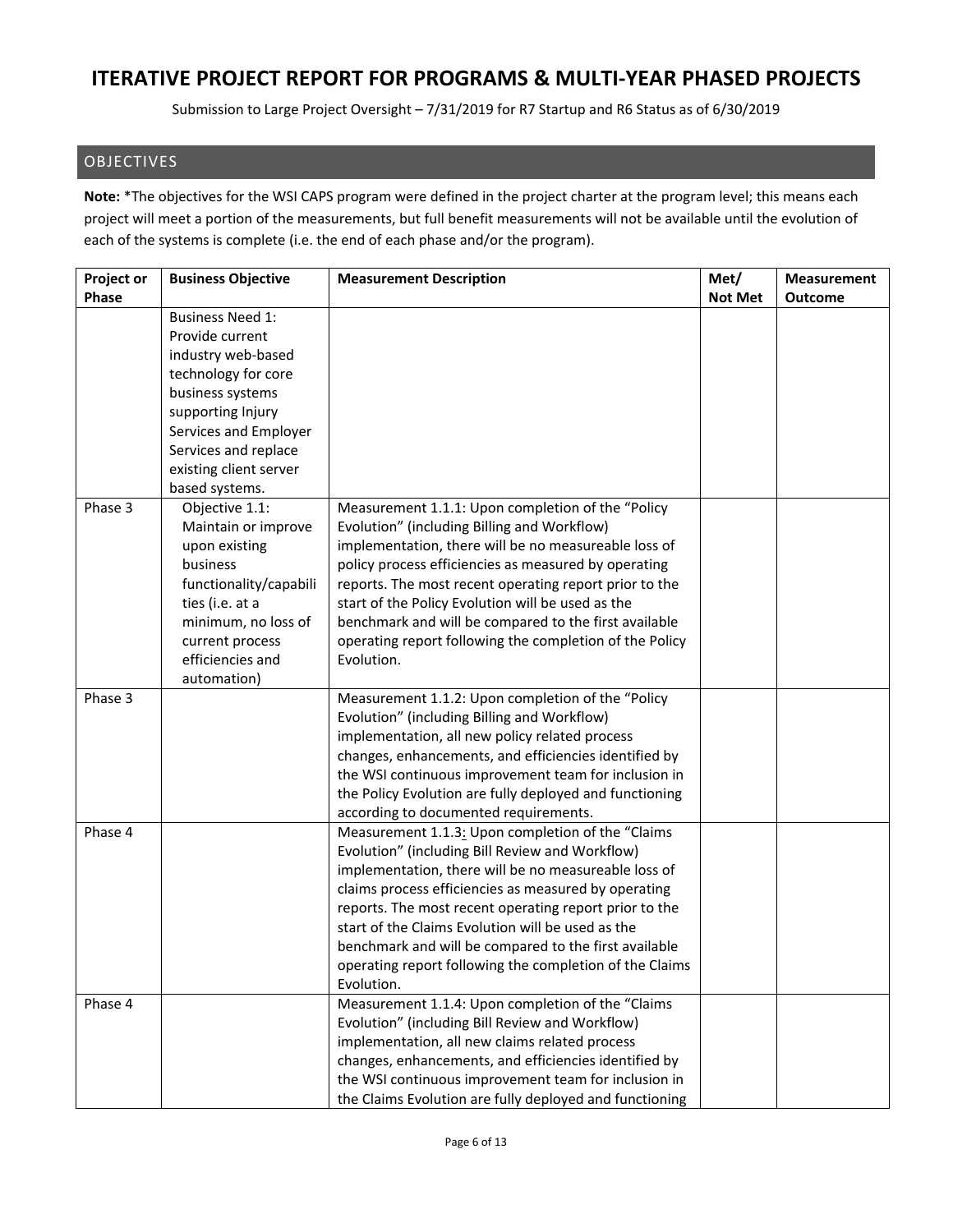# ITERATIVE PROJECT REPORT FOR PROGRAMS & MULTI-YEAR PHASED PROJECTS

Submission to Large Project Oversight – 7/31/2019 for R7 Startup and R6 Status as of 6/30/2019

## OBJECTIVES

**Note:** *The objectives for the WSI CAPS program were defined in the project charter at the program level; this means each project will meet a portion of the measurements, but full benefit measurements will not be available until the evolution of each of the systems is complete (i.e. the end of each phase and/or the program).

| Project or Phase | Business Objective | Measurement Description | Met/ Not Met | Measurement Outcome |
|---|---|---|---|---|
| | Business Need 1: Provide current industry web-based technology for core business systems supporting Injury Services and Employer Services and replace existing client server based systems. | | | |
| Phase 3 | Objective 1.1: Maintain or improve upon existing business functionality/capabilities (i.e. at a minimum, no loss of current process efficiencies and automation) | Measurement 1.1.1: Upon completion of the "Policy Evolution" (including Billing and Workflow) implementation, there will be no measureable loss of policy process efficiencies as measured by operating reports. The most recent operating report prior to the start of the Policy Evolution will be used as the benchmark and will be compared to the first available operating report following the completion of the Policy Evolution. | | |
| Phase 3 | | Measurement 1.1.2: Upon completion of the "Policy Evolution" (including Billing and Workflow) implementation, all new policy related process changes, enhancements, and efficiencies identified by the WSI continuous improvement team for inclusion in the Policy Evolution are fully deployed and functioning according to documented requirements. | | |
| Phase 4 | | Measurement 1.1.3: Upon completion of the "Claims Evolution" (including Bill Review and Workflow) implementation, there will be no measureable loss of claims process efficiencies as measured by operating reports. The most recent operating report prior to the start of the Claims Evolution will be used as the benchmark and will be compared to the first available operating report following the completion of the Claims Evolution. | | |
| Phase 4 | | Measurement 1.1.4: Upon completion of the "Claims Evolution" (including Bill Review and Workflow) implementation, all new claims related process changes, enhancements, and efficiencies identified by the WSI continuous improvement team for inclusion in the Claims Evolution are fully deployed and functioning | | |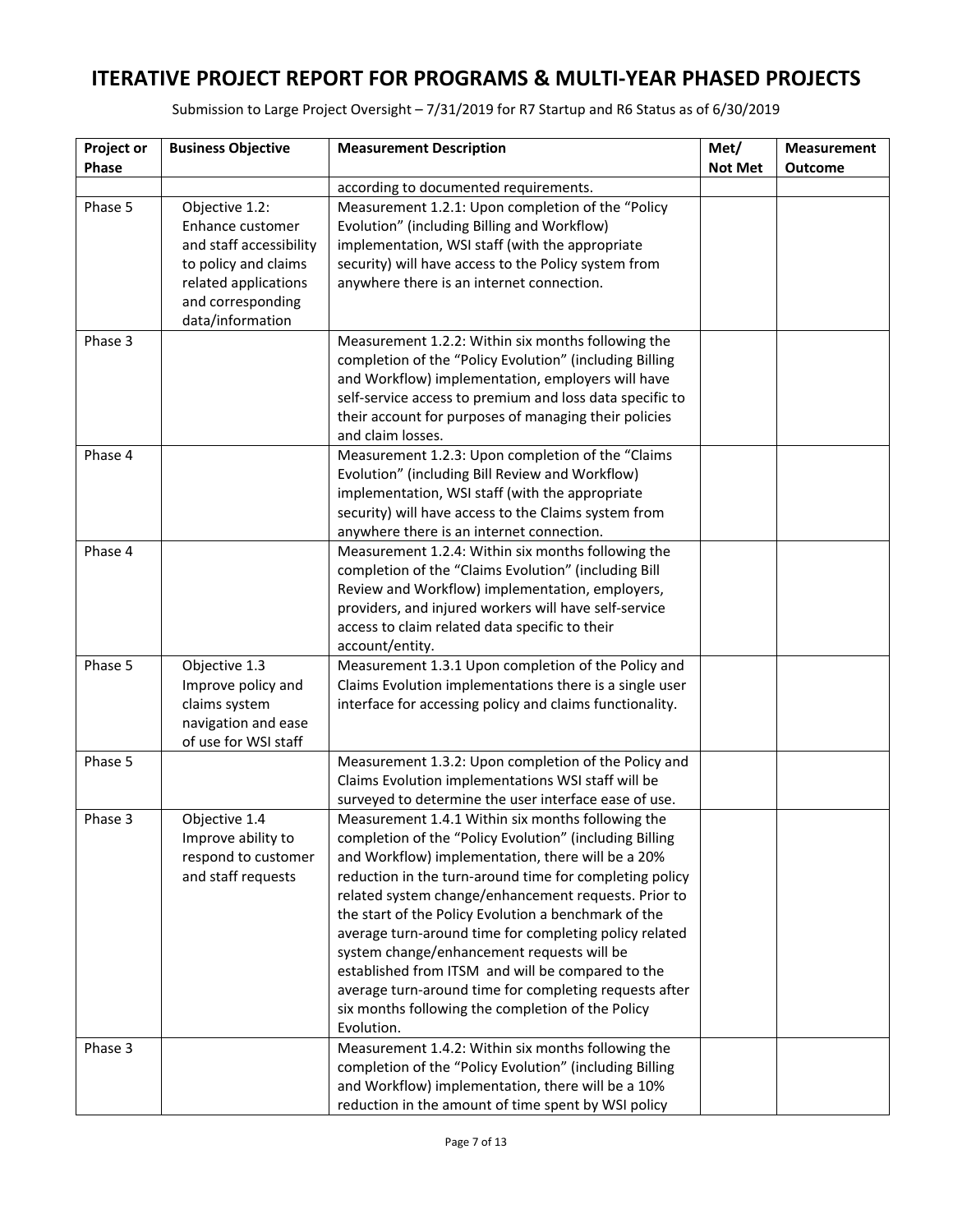# ITERATIVE PROJECT REPORT FOR PROGRAMS & MULTI-YEAR PHASED PROJECTS

Submission to Large Project Oversight – 7/31/2019 for R7 Startup and R6 Status as of 6/30/2019

| Project or Phase | Business Objective | Measurement Description | Met/ Not Met | Measurement Outcome |
|---|---|---|---|---|
| | | according to documented requirements. | | |
| Phase 5 | Objective 1.2: Enhance customer and staff accessibility to policy and claims related applications and corresponding data/information | Measurement 1.2.1: Upon completion of the "Policy Evolution" (including Billing and Workflow) implementation, WSI staff (with the appropriate security) will have access to the Policy system from anywhere there is an internet connection. | | |
| Phase 3 | | Measurement 1.2.2: Within six months following the completion of the "Policy Evolution" (including Billing and Workflow) implementation, employers will have self-service access to premium and loss data specific to their account for purposes of managing their policies and claim losses. | | |
| Phase 4 | | Measurement 1.2.3: Upon completion of the "Claims Evolution" (including Bill Review and Workflow) implementation, WSI staff (with the appropriate security) will have access to the Claims system from anywhere there is an internet connection. | | |
| Phase 4 | | Measurement 1.2.4: Within six months following the completion of the "Claims Evolution" (including Bill Review and Workflow) implementation, employers, providers, and injured workers will have self-service access to claim related data specific to their account/entity. | | |
| Phase 5 | Objective 1.3 Improve policy and claims system navigation and ease of use for WSI staff | Measurement 1.3.1 Upon completion of the Policy and Claims Evolution implementations there is a single user interface for accessing policy and claims functionality. | | |
| Phase 5 | | Measurement 1.3.2: Upon completion of the Policy and Claims Evolution implementations WSI staff will be surveyed to determine the user interface ease of use. | | |
| Phase 3 | Objective 1.4 Improve ability to respond to customer and staff requests | Measurement 1.4.1 Within six months following the completion of the "Policy Evolution" (including Billing and Workflow) implementation, there will be a 20% reduction in the turn-around time for completing policy related system change/enhancement requests. Prior to the start of the Policy Evolution a benchmark of the average turn-around time for completing policy related system change/enhancement requests will be established from ITSM and will be compared to the average turn-around time for completing requests after six months following the completion of the Policy Evolution. | | |
| Phase 3 | | Measurement 1.4.2: Within six months following the completion of the "Policy Evolution" (including Billing and Workflow) implementation, there will be a 10% reduction in the amount of time spent by WSI policy | | |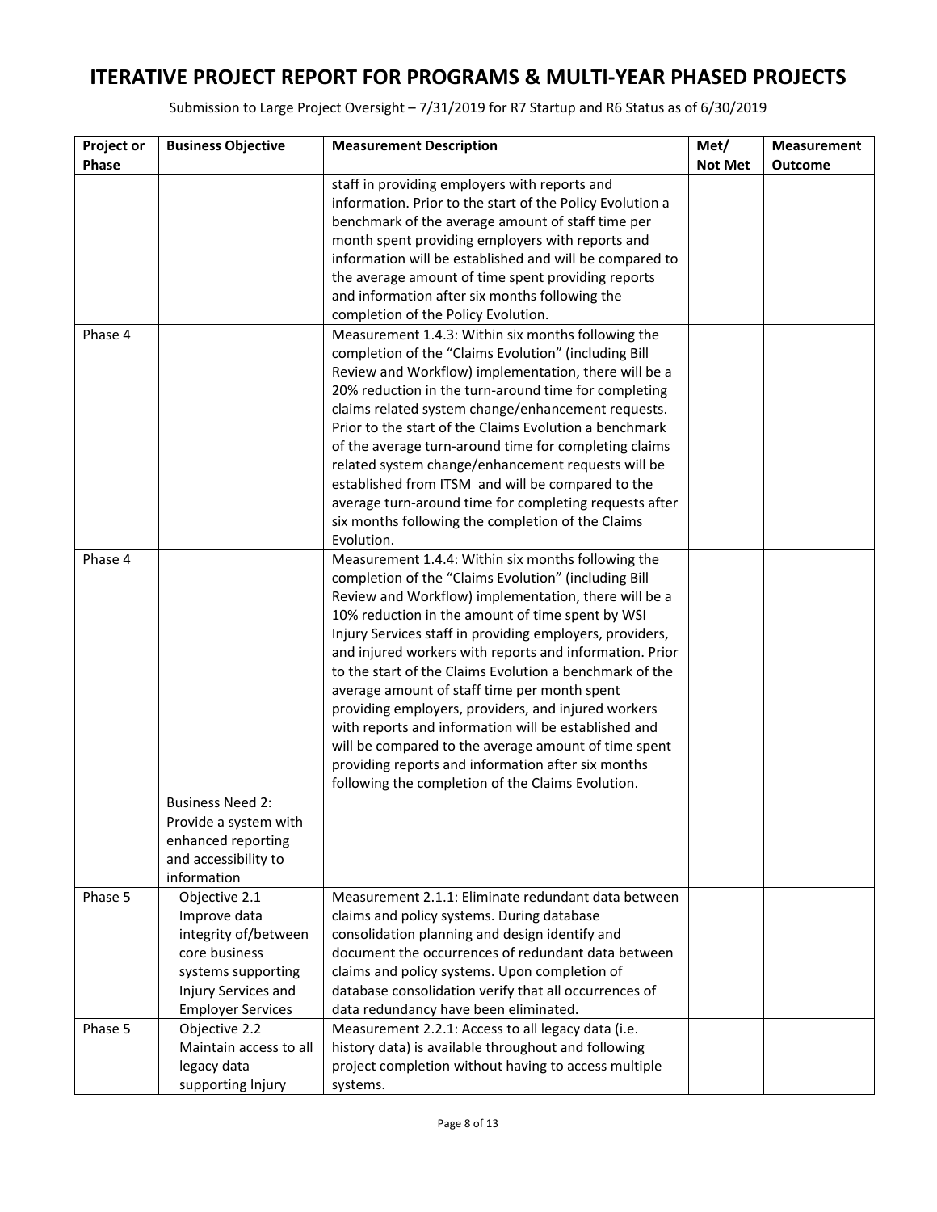# ITERATIVE PROJECT REPORT FOR PROGRAMS & MULTI-YEAR PHASED PROJECTS

Submission to Large Project Oversight – 7/31/2019 for R7 Startup and R6 Status as of 6/30/2019

| Project or Phase | Business Objective | Measurement Description | Met/ Not Met | Measurement Outcome |
|---|---|---|---|---|
| | | staff in providing employers with reports and information. Prior to the start of the Policy Evolution a benchmark of the average amount of staff time per month spent providing employers with reports and information will be established and will be compared to the average amount of time spent providing reports and information after six months following the completion of the Policy Evolution. | | |
| Phase 4 | | Measurement 1.4.3: Within six months following the completion of the "Claims Evolution" (including Bill Review and Workflow) implementation, there will be a 20% reduction in the turn-around time for completing claims related system change/enhancement requests. Prior to the start of the Claims Evolution a benchmark of the average turn-around time for completing claims related system change/enhancement requests will be established from ITSM and will be compared to the average turn-around time for completing requests after six months following the completion of the Claims Evolution. | | |
| Phase 4 | | Measurement 1.4.4: Within six months following the completion of the "Claims Evolution" (including Bill Review and Workflow) implementation, there will be a 10% reduction in the amount of time spent by WSI Injury Services staff in providing employers, providers, and injured workers with reports and information. Prior to the start of the Claims Evolution a benchmark of the average amount of staff time per month spent providing employers, providers, and injured workers with reports and information will be established and will be compared to the average amount of time spent providing reports and information after six months following the completion of the Claims Evolution. | | |
| | Business Need 2: Provide a system with enhanced reporting and accessibility to information | | | |
| Phase 5 | Objective 2.1 Improve data integrity of/between core business systems supporting Injury Services and Employer Services | Measurement 2.1.1: Eliminate redundant data between claims and policy systems. During database consolidation planning and design identify and document the occurrences of redundant data between claims and policy systems. Upon completion of database consolidation verify that all occurrences of data redundancy have been eliminated. | | |
| Phase 5 | Objective 2.2 Maintain access to all legacy data supporting Injury | Measurement 2.2.1: Access to all legacy data (i.e. history data) is available throughout and following project completion without having to access multiple systems. | | |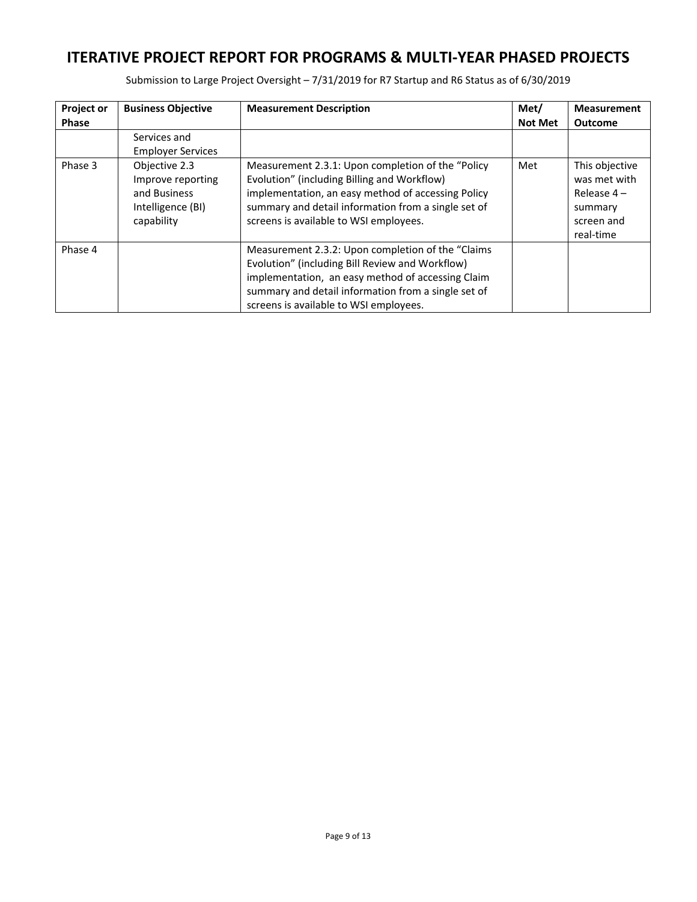# ITERATIVE PROJECT REPORT FOR PROGRAMS & MULTI-YEAR PHASED PROJECTS

Submission to Large Project Oversight – 7/31/2019 for R7 Startup and R6 Status as of 6/30/2019

| Project or Phase | Business Objective | Measurement Description | Met/ Not Met | Measurement Outcome |
|---|---|---|---|---|
| | Services and Employer Services | | | |
| Phase 3 | Objective 2.3 Improve reporting and Business Intelligence (BI) capability | Measurement 2.3.1: Upon completion of the "Policy Evolution" (including Billing and Workflow) implementation, an easy method of accessing Policy summary and detail information from a single set of screens is available to WSI employees. | Met | This objective was met with Release 4 – summary screen and real-time |
| Phase 4 | | Measurement 2.3.2: Upon completion of the "Claims Evolution" (including Bill Review and Workflow) implementation, an easy method of accessing Claim summary and detail information from a single set of screens is available to WSI employees. | | |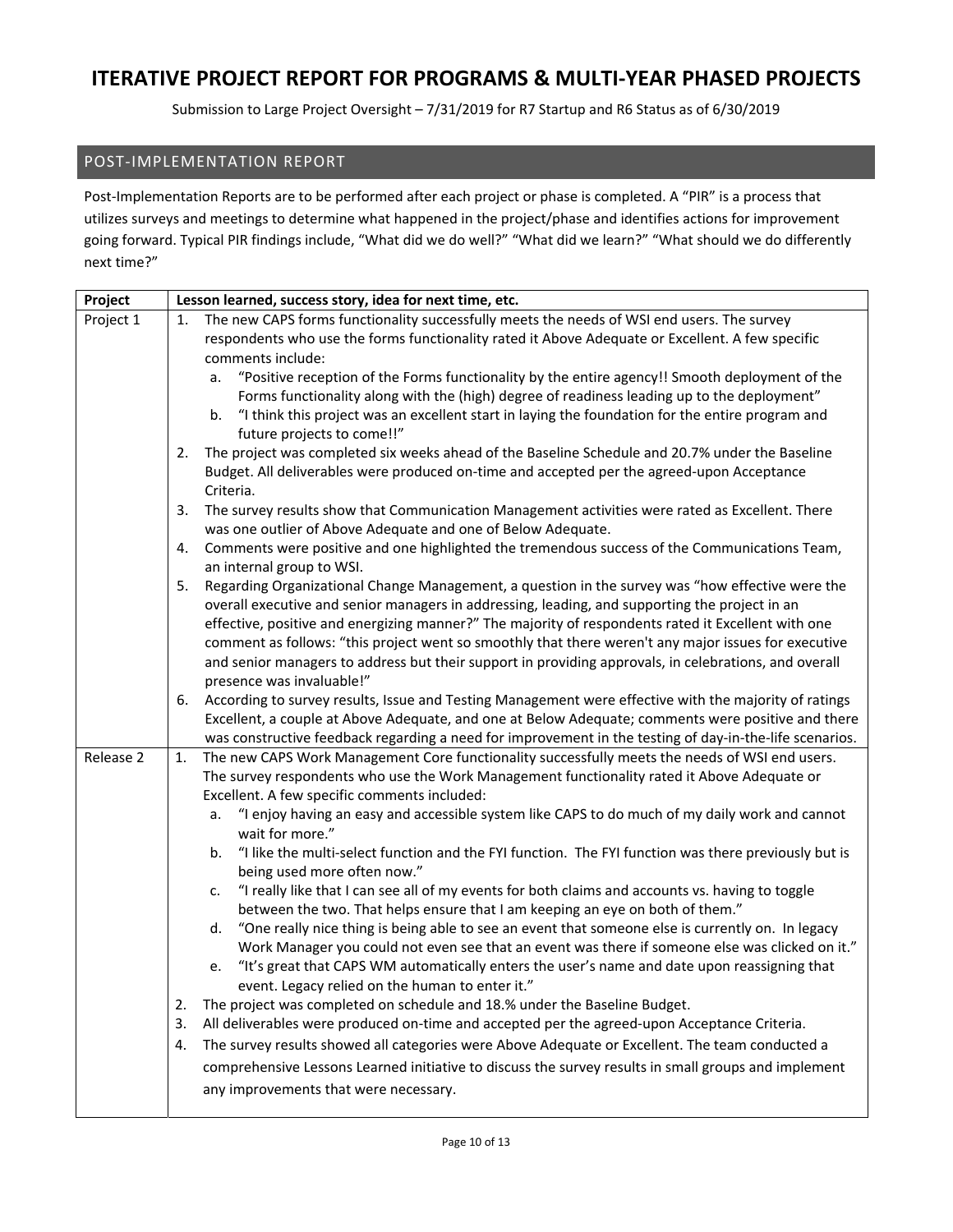# ITERATIVE PROJECT REPORT FOR PROGRAMS & MULTI-YEAR PHASED PROJECTS

Submission to Large Project Oversight – 7/31/2019 for R7 Startup and R6 Status as of 6/30/2019

## POST-IMPLEMENTATION REPORT

Post-Implementation Reports are to be performed after each project or phase is completed. A "PIR" is a process that utilizes surveys and meetings to determine what happened in the project/phase and identifies actions for improvement going forward. Typical PIR findings include, "What did we do well?" "What did we learn?" "What should we do differently next time?"

| Project | Lesson learned, success story, idea for next time, etc. |
| --- | --- |
| Project 1 | 1. The new CAPS forms functionality successfully meets the needs of WSI end users. The survey respondents who use the forms functionality rated it Above Adequate or Excellent. A few specific comments include:<br>a. "Positive reception of the Forms functionality by the entire agency!! Smooth deployment of the Forms functionality along with the (high) degree of readiness leading up to the deployment"<br>b. "I think this project was an excellent start in laying the foundation for the entire program and future projects to come!!"<br>2. The project was completed six weeks ahead of the Baseline Schedule and 20.7% under the Baseline Budget. All deliverables were produced on-time and accepted per the agreed-upon Acceptance Criteria.<br>3. The survey results show that Communication Management activities were rated as Excellent. There was one outlier of Above Adequate and one of Below Adequate.<br>4. Comments were positive and one highlighted the tremendous success of the Communications Team, an internal group to WSI.<br>5. Regarding Organizational Change Management, a question in the survey was "how effective were the overall executive and senior managers in addressing, leading, and supporting the project in an effective, positive and energizing manner?" The majority of respondents rated it Excellent with one comment as follows: "this project went so smoothly that there weren't any major issues for executive and senior managers to address but their support in providing approvals, in celebrations, and overall presence was invaluable!"<br>6. According to survey results, Issue and Testing Management were effective with the majority of ratings Excellent, a couple at Above Adequate, and one at Below Adequate; comments were positive and there was constructive feedback regarding a need for improvement in the testing of day-in-the-life scenarios. |
| Release 2 | 1. The new CAPS Work Management Core functionality successfully meets the needs of WSI end users. The survey respondents who use the Work Management functionality rated it Above Adequate or Excellent. A few specific comments included:<br>a. "I enjoy having an easy and accessible system like CAPS to do much of my daily work and cannot wait for more."<br>b. "I like the multi-select function and the FYI function. The FYI function was there previously but is being used more often now."<br>c. "I really like that I can see all of my events for both claims and accounts vs. having to toggle between the two. That helps ensure that I am keeping an eye on both of them."<br>d. "One really nice thing is being able to see an event that someone else is currently on. In legacy Work Manager you could not even see that an event was there if someone else was clicked on it."<br>e. "It's great that CAPS WM automatically enters the user's name and date upon reassigning that event. Legacy relied on the human to enter it."<br>2. The project was completed on schedule and 18.% under the Baseline Budget.<br>3. All deliverables were produced on-time and accepted per the agreed-upon Acceptance Criteria.<br>4. The survey results showed all categories were Above Adequate or Excellent. The team conducted a comprehensive Lessons Learned initiative to discuss the survey results in small groups and implement any improvements that were necessary. |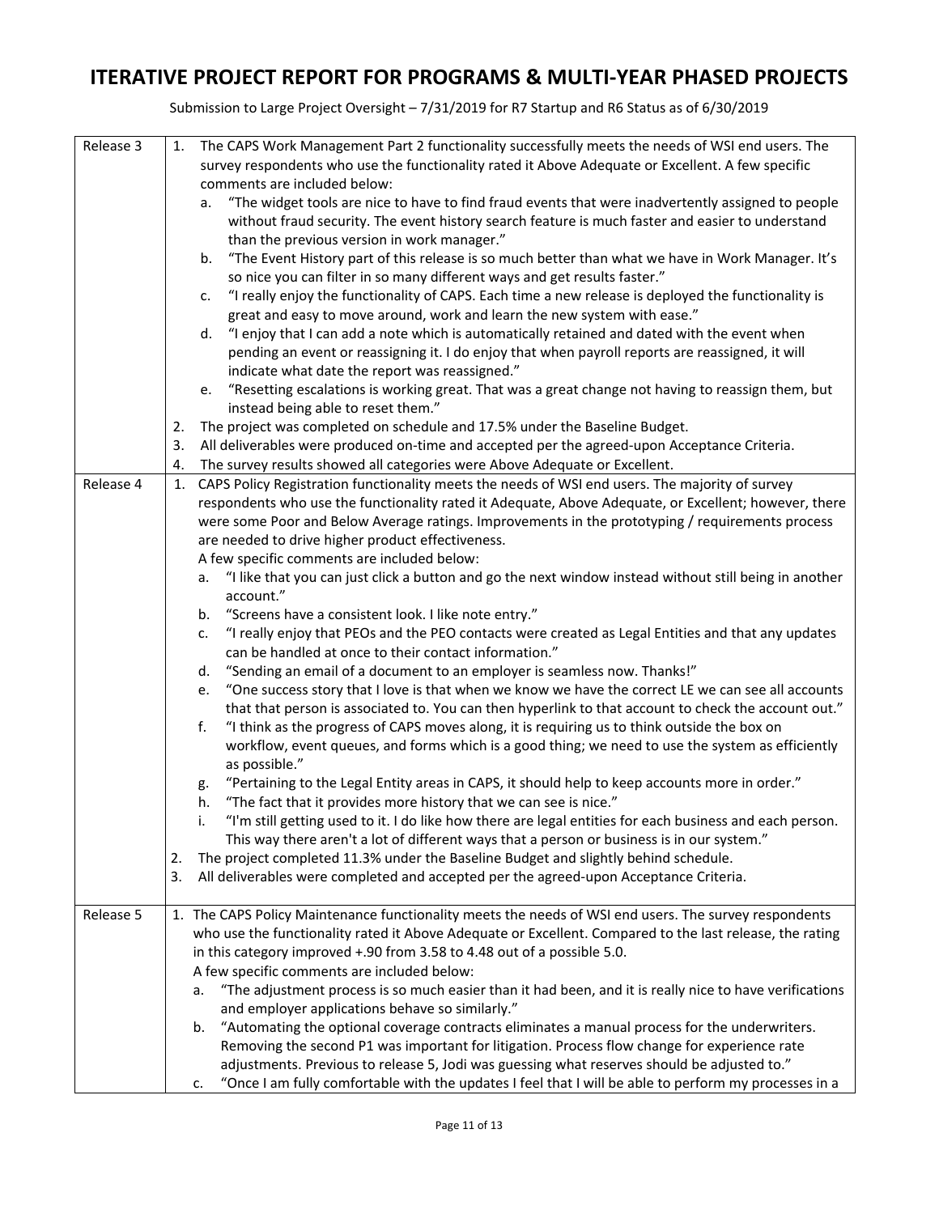# ITERATIVE PROJECT REPORT FOR PROGRAMS & MULTI-YEAR PHASED PROJECTS

Submission to Large Project Oversight – 7/31/2019 for R7 Startup and R6 Status as of 6/30/2019

| | |
|---|---|
| Release 3 | 1. The CAPS Work Management Part 2 functionality successfully meets the needs of WSI end users. The survey respondents who use the functionality rated it Above Adequate or Excellent. A few specific comments are included below:<br>a. "The widget tools are nice to have to find fraud events that were inadvertently assigned to people without fraud security. The event history search feature is much faster and easier to understand than the previous version in work manager."<br>b. "The Event History part of this release is so much better than what we have in Work Manager. It's so nice you can filter in so many different ways and get results faster."<br>c. "I really enjoy the functionality of CAPS. Each time a new release is deployed the functionality is great and easy to move around, work and learn the new system with ease."<br>d. "I enjoy that I can add a note which is automatically retained and dated with the event when pending an event or reassigning it. I do enjoy that when payroll reports are reassigned, it will indicate what date the report was reassigned."<br>e. "Resetting escalations is working great. That was a great change not having to reassign them, but instead being able to reset them."<br>2. The project was completed on schedule and 17.5% under the Baseline Budget.<br>3. All deliverables were produced on-time and accepted per the agreed-upon Acceptance Criteria.<br>4. The survey results showed all categories were Above Adequate or Excellent. |
| Release 4 | 1. CAPS Policy Registration functionality meets the needs of WSI end users. The majority of survey respondents who use the functionality rated it Adequate, Above Adequate, or Excellent; however, there were some Poor and Below Average ratings. Improvements in the prototyping / requirements process are needed to drive higher product effectiveness.<br>A few specific comments are included below:<br>a. "I like that you can just click a button and go the next window instead without still being in another account."<br>b. "Screens have a consistent look. I like note entry."<br>c. "I really enjoy that PEOs and the PEO contacts were created as Legal Entities and that any updates can be handled at once to their contact information."<br>d. "Sending an email of a document to an employer is seamless now. Thanks!"<br>e. "One success story that I love is that when we know we have the correct LE we can see all accounts that that person is associated to. You can then hyperlink to that account to check the account out."<br>f. "I think as the progress of CAPS moves along, it is requiring us to think outside the box on workflow, event queues, and forms which is a good thing; we need to use the system as efficiently as possible."<br>g. "Pertaining to the Legal Entity areas in CAPS, it should help to keep accounts more in order."<br>h. "The fact that it provides more history that we can see is nice."<br>i. "I'm still getting used to it. I do like how there are legal entities for each business and each person. This way there aren't a lot of different ways that a person or business is in our system."<br>2. The project completed 11.3% under the Baseline Budget and slightly behind schedule.<br>3. All deliverables were completed and accepted per the agreed-upon Acceptance Criteria. |
| Release 5 | 1. The CAPS Policy Maintenance functionality meets the needs of WSI end users. The survey respondents who use the functionality rated it Above Adequate or Excellent. Compared to the last release, the rating in this category improved +.90 from 3.58 to 4.48 out of a possible 5.0.<br>A few specific comments are included below:<br>a. "The adjustment process is so much easier than it had been, and it is really nice to have verifications and employer applications behave so similarly."<br>b. "Automating the optional coverage contracts eliminates a manual process for the underwriters. Removing the second P1 was important for litigation. Process flow change for experience rate adjustments. Previous to release 5, Jodi was guessing what reserves should be adjusted to."<br>c. "Once I am fully comfortable with the updates I feel that I will be able to perform my processes in a |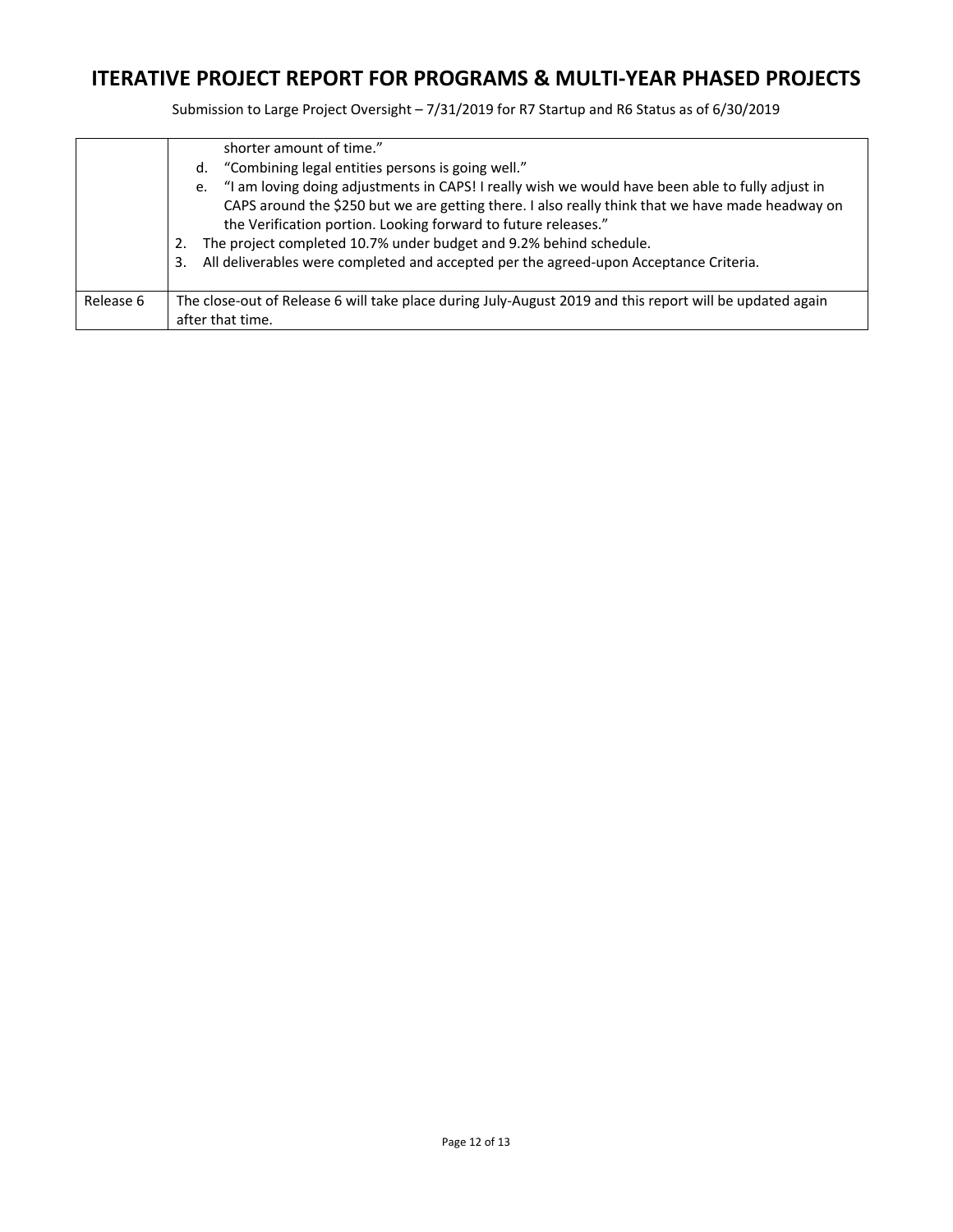# ITERATIVE PROJECT REPORT FOR PROGRAMS & MULTI-YEAR PHASED PROJECTS

Submission to Large Project Oversight – 7/31/2019 for R7 Startup and R6 Status as of 6/30/2019

| | |
|---|---|
| | shorter amount of time."<br>d. "Combining legal entities persons is going well."<br>e. "I am loving doing adjustments in CAPS! I really wish we would have been able to fully adjust in CAPS around the $250 but we are getting there. I also really think that we have made headway on the Verification portion. Looking forward to future releases."<br>2. The project completed 10.7% under budget and 9.2% behind schedule.<br>3. All deliverables were completed and accepted per the agreed-upon Acceptance Criteria. |
| Release 6 | The close-out of Release 6 will take place during July-August 2019 and this report will be updated again after that time. |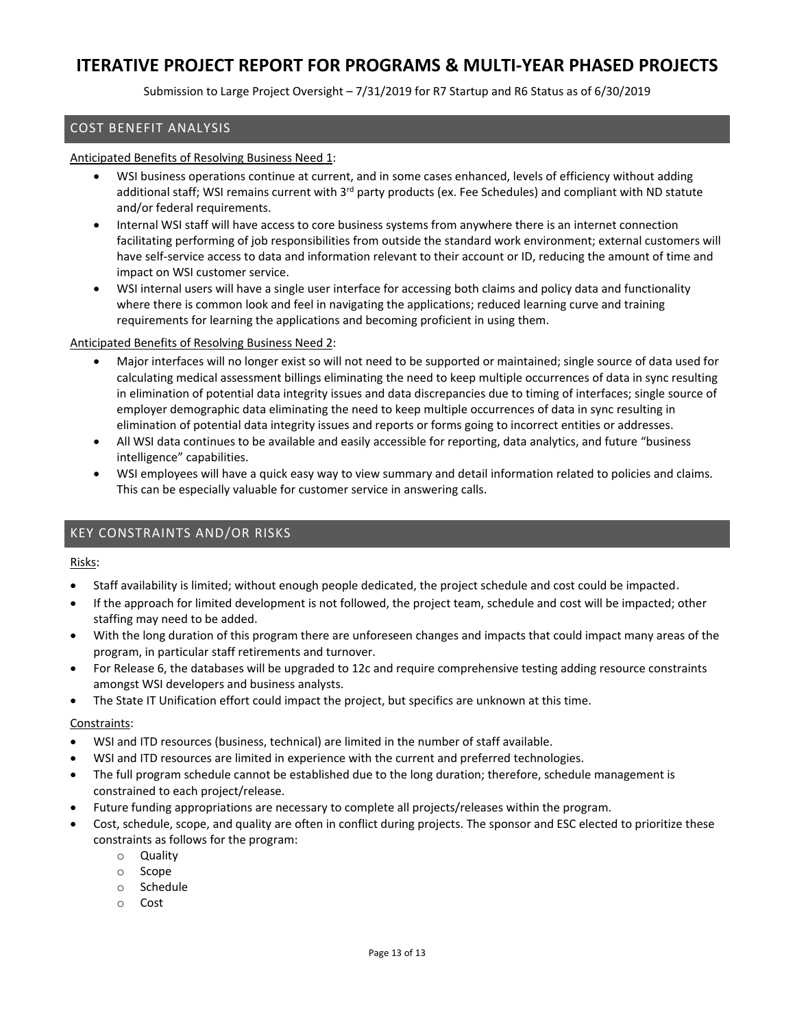# ITERATIVE PROJECT REPORT FOR PROGRAMS & MULTI-YEAR PHASED PROJECTS

Submission to Large Project Oversight – 7/31/2019 for R7 Startup and R6 Status as of 6/30/2019

## COST BENEFIT ANALYSIS

Anticipated Benefits of Resolving Business Need 1:

- WSI business operations continue at current, and in some cases enhanced, levels of efficiency without adding additional staff; WSI remains current with 3rd party products (ex. Fee Schedules) and compliant with ND statute and/or federal requirements.
- Internal WSI staff will have access to core business systems from anywhere there is an internet connection facilitating performing of job responsibilities from outside the standard work environment; external customers will have self-service access to data and information relevant to their account or ID, reducing the amount of time and impact on WSI customer service.
- WSI internal users will have a single user interface for accessing both claims and policy data and functionality where there is common look and feel in navigating the applications; reduced learning curve and training requirements for learning the applications and becoming proficient in using them.

Anticipated Benefits of Resolving Business Need 2:

- Major interfaces will no longer exist so will not need to be supported or maintained; single source of data used for calculating medical assessment billings eliminating the need to keep multiple occurrences of data in sync resulting in elimination of potential data integrity issues and data discrepancies due to timing of interfaces; single source of employer demographic data eliminating the need to keep multiple occurrences of data in sync resulting in elimination of potential data integrity issues and reports or forms going to incorrect entities or addresses.
- All WSI data continues to be available and easily accessible for reporting, data analytics, and future "business intelligence" capabilities.
- WSI employees will have a quick easy way to view summary and detail information related to policies and claims. This can be especially valuable for customer service in answering calls.

## KEY CONSTRAINTS AND/OR RISKS

Risks:

- Staff availability is limited; without enough people dedicated, the project schedule and cost could be impacted.
- If the approach for limited development is not followed, the project team, schedule and cost will be impacted; other staffing may need to be added.
- With the long duration of this program there are unforeseen changes and impacts that could impact many areas of the program, in particular staff retirements and turnover.
- For Release 6, the databases will be upgraded to 12c and require comprehensive testing adding resource constraints amongst WSI developers and business analysts.
- The State IT Unification effort could impact the project, but specifics are unknown at this time.

Constraints:

- WSI and ITD resources (business, technical) are limited in the number of staff available.
- WSI and ITD resources are limited in experience with the current and preferred technologies.
- The full program schedule cannot be established due to the long duration; therefore, schedule management is constrained to each project/release.
- Future funding appropriations are necessary to complete all projects/releases within the program.
- Cost, schedule, scope, and quality are often in conflict during projects. The sponsor and ESC elected to prioritize these constraints as follows for the program:
  - Quality
  - Scope
  - Schedule
  - Cost